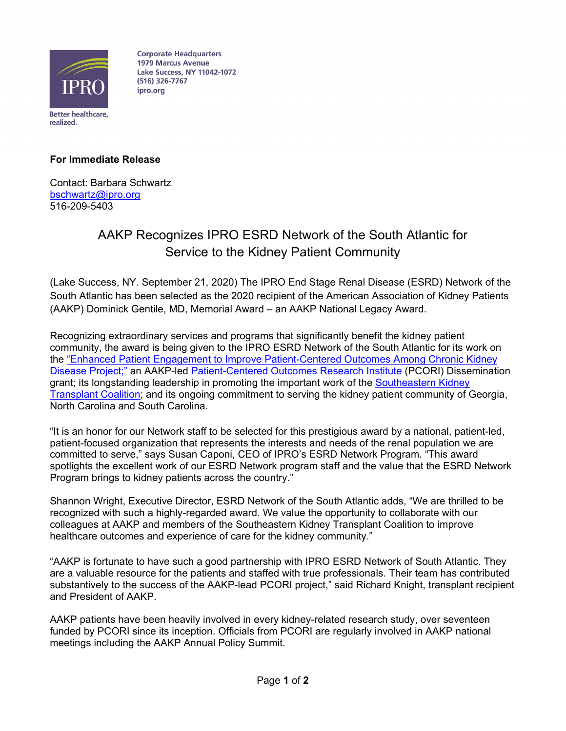Corporate Headquarters
1979 Marcus Avenue
Lake Success, NY 11042-1072
(516) 326-7767
ipro.org

IPRO
Better healthcare, realized.

**For Immediate Release**

Contact: Barbara Schwartz
bschwartz@ipro.org
516-209-5403

# AAKP Recognizes IPRO ESRD Network of the South Atlantic for Service to the Kidney Patient Community

(Lake Success, NY. September 21, 2020) The IPRO End Stage Renal Disease (ESRD) Network of the South Atlantic has been selected as the 2020 recipient of the American Association of Kidney Patients (AAKP) Dominick Gentile, MD, Memorial Award – an AAKP National Legacy Award.

Recognizing extraordinary services and programs that significantly benefit the kidney patient community, the award is being given to the IPRO ESRD Network of the South Atlantic for its work on the "Enhanced Patient Engagement to Improve Patient-Centered Outcomes Among Chronic Kidney Disease Project;" an AAKP-led Patient-Centered Outcomes Research Institute (PCORI) Dissemination grant; its longstanding leadership in promoting the important work of the Southeastern Kidney Transplant Coalition; and its ongoing commitment to serving the kidney patient community of Georgia, North Carolina and South Carolina.

"It is an honor for our Network staff to be selected for this prestigious award by a national, patient-led, patient-focused organization that represents the interests and needs of the renal population we are committed to serve," says Susan Caponi, CEO of IPRO's ESRD Network Program. "This award spotlights the excellent work of our ESRD Network program staff and the value that the ESRD Network Program brings to kidney patients across the country."

Shannon Wright, Executive Director, ESRD Network of the South Atlantic adds, "We are thrilled to be recognized with such a highly-regarded award. We value the opportunity to collaborate with our colleagues at AAKP and members of the Southeastern Kidney Transplant Coalition to improve healthcare outcomes and experience of care for the kidney community."

"AAKP is fortunate to have such a good partnership with IPRO ESRD Network of South Atlantic. They are a valuable resource for the patients and staffed with true professionals. Their team has contributed substantively to the success of the AAKP-lead PCORI project," said Richard Knight, transplant recipient and President of AAKP.

AAKP patients have been heavily involved in every kidney-related research study, over seventeen funded by PCORI since its inception. Officials from PCORI are regularly involved in AAKP national meetings including the AAKP Annual Policy Summit.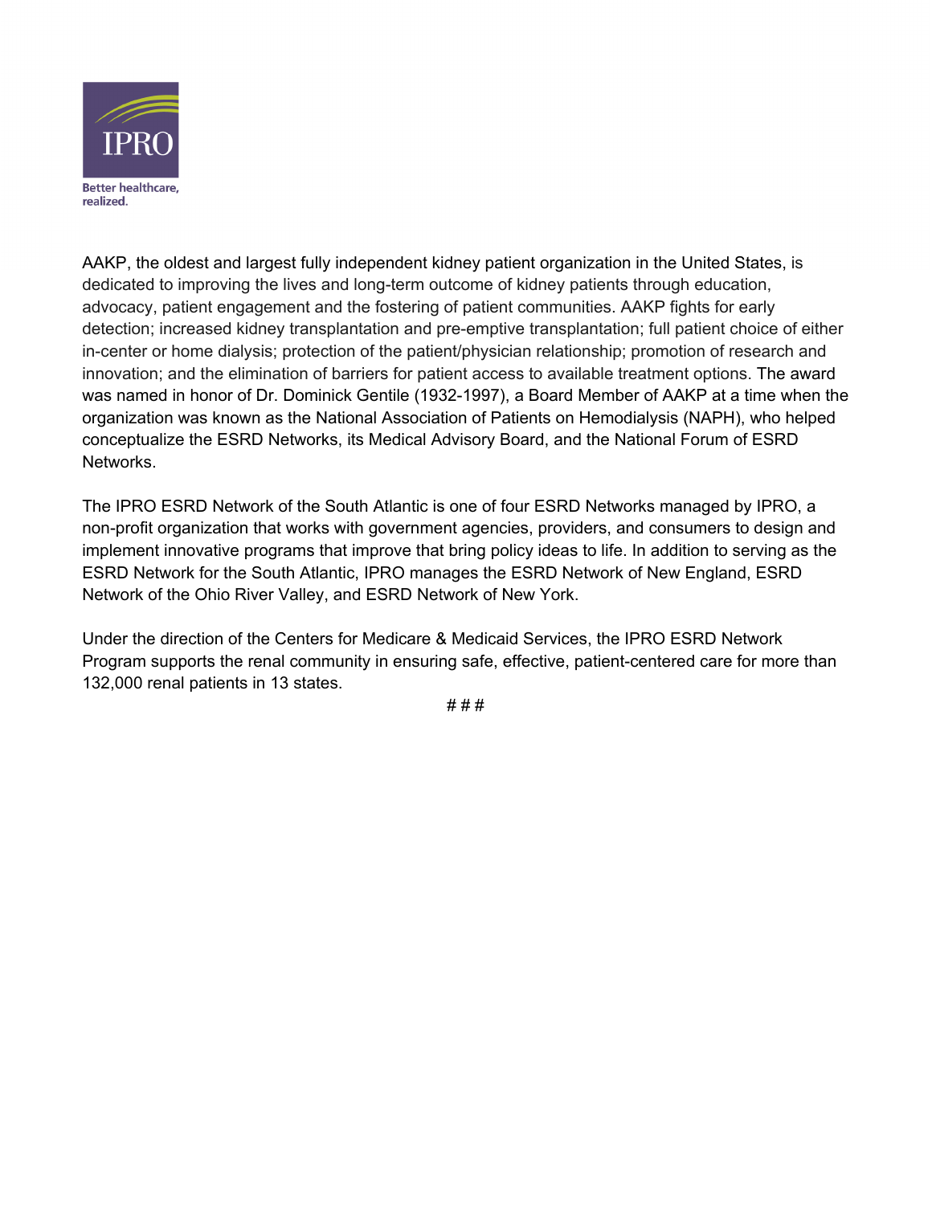AAKP, the oldest and largest fully independent kidney patient organization in the United States, is dedicated to improving the lives and long-term outcome of kidney patients through education, advocacy, patient engagement and the fostering of patient communities. AAKP fights for early detection; increased kidney transplantation and pre-emptive transplantation; full patient choice of either in-center or home dialysis; protection of the patient/physician relationship; promotion of research and innovation; and the elimination of barriers for patient access to available treatment options. The award was named in honor of Dr. Dominick Gentile (1932-1997), a Board Member of AAKP at a time when the organization was known as the National Association of Patients on Hemodialysis (NAPH), who helped conceptualize the ESRD Networks, its Medical Advisory Board, and the National Forum of ESRD Networks.

The IPRO ESRD Network of the South Atlantic is one of four ESRD Networks managed by IPRO, a non-profit organization that works with government agencies, providers, and consumers to design and implement innovative programs that improve that bring policy ideas to life. In addition to serving as the ESRD Network for the South Atlantic, IPRO manages the ESRD Network of New England, ESRD Network of the Ohio River Valley, and ESRD Network of New York.

Under the direction of the Centers for Medicare & Medicaid Services, the IPRO ESRD Network Program supports the renal community in ensuring safe, effective, patient-centered care for more than 132,000 renal patients in 13 states.

# # #